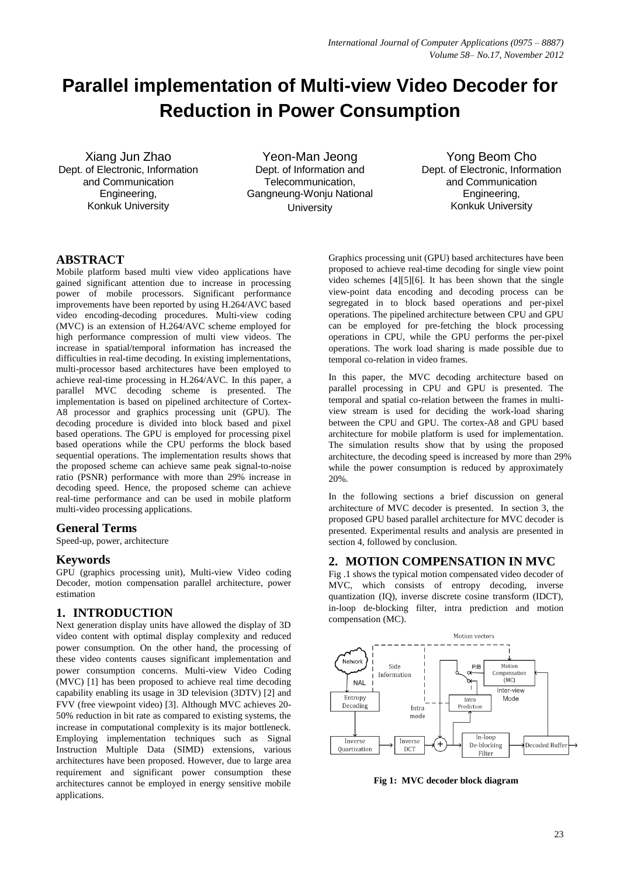# Parallel implementation of Multi-view Video Decoder for Reduction in Power Consumption

Xiang Jun Zhao
Dept. of Electronic, Information and Communication Engineering,
Konkuk University

Yeon-Man Jeong
Dept. of Information and Telecommunication,
Gangneung-Wonju National University

Yong Beom Cho
Dept. of Electronic, Information and Communication Engineering,
Konkuk University

## ABSTRACT

Mobile platform based multi view video applications have gained significant attention due to increase in processing power of mobile processors. Significant performance improvements have been reported by using H.264/AVC based video encoding-decoding procedures. Multi-view coding (MVC) is an extension of H.264/AVC scheme employed for high performance compression of multi view videos. The increase in spatial/temporal information has increased the difficulties in real-time decoding. In existing implementations, multi-processor based architectures have been employed to achieve real-time processing in H.264/AVC. In this paper, a parallel MVC decoding scheme is presented. The implementation is based on pipelined architecture of Cortex-A8 processor and graphics processing unit (GPU). The decoding procedure is divided into block based and pixel based operations. The GPU is employed for processing pixel based operations while the CPU performs the block based sequential operations. The implementation results shows that the proposed scheme can achieve same peak signal-to-noise ratio (PSNR) performance with more than 29% increase in decoding speed. Hence, the proposed scheme can achieve real-time performance and can be used in mobile platform multi-video processing applications.

## General Terms

Speed-up, power, architecture

## Keywords

GPU (graphics processing unit), Multi-view Video coding Decoder, motion compensation parallel architecture, power estimation

## 1. INTRODUCTION

Next generation display units have allowed the display of 3D video content with optimal display complexity and reduced power consumption. On the other hand, the processing of these video contents causes significant implementation and power consumption concerns. Multi-view Video Coding (MVC) [1] has been proposed to achieve real time decoding capability enabling its usage in 3D television (3DTV) [2] and FVV (free viewpoint video) [3]. Although MVC achieves 20-50% reduction in bit rate as compared to existing systems, the increase in computational complexity is its major bottleneck. Employing implementation techniques such as Signal Instruction Multiple Data (SIMD) extensions, various architectures have been proposed. However, due to large area requirement and significant power consumption these architectures cannot be employed in energy sensitive mobile applications.

Graphics processing unit (GPU) based architectures have been proposed to achieve real-time decoding for single view point video schemes [4][5][6]. It has been shown that the single view-point data encoding and decoding process can be segregated in to block based operations and per-pixel operations. The pipelined architecture between CPU and GPU can be employed for pre-fetching the block processing operations in CPU, while the GPU performs the per-pixel operations. The work load sharing is made possible due to temporal co-relation in video frames.

In this paper, the MVC decoding architecture based on parallel processing in CPU and GPU is presented. The temporal and spatial co-relation between the frames in multi-view stream is used for deciding the work-load sharing between the CPU and GPU. The cortex-A8 and GPU based architecture for mobile platform is used for implementation. The simulation results show that by using the proposed architecture, the decoding speed is increased by more than 29% while the power consumption is reduced by approximately 20%.

In the following sections a brief discussion on general architecture of MVC decoder is presented. In section 3, the proposed GPU based parallel architecture for MVC decoder is presented. Experimental results and analysis are presented in section 4, followed by conclusion.

## 2. MOTION COMPENSATION IN MVC

Fig .1 shows the typical motion compensated video decoder of MVC, which consists of entropy decoding, inverse quantization (IQ), inverse discrete cosine transform (IDCT), in-loop de-blocking filter, intra prediction and motion compensation (MC).

**Fig 1: MVC decoder block diagram**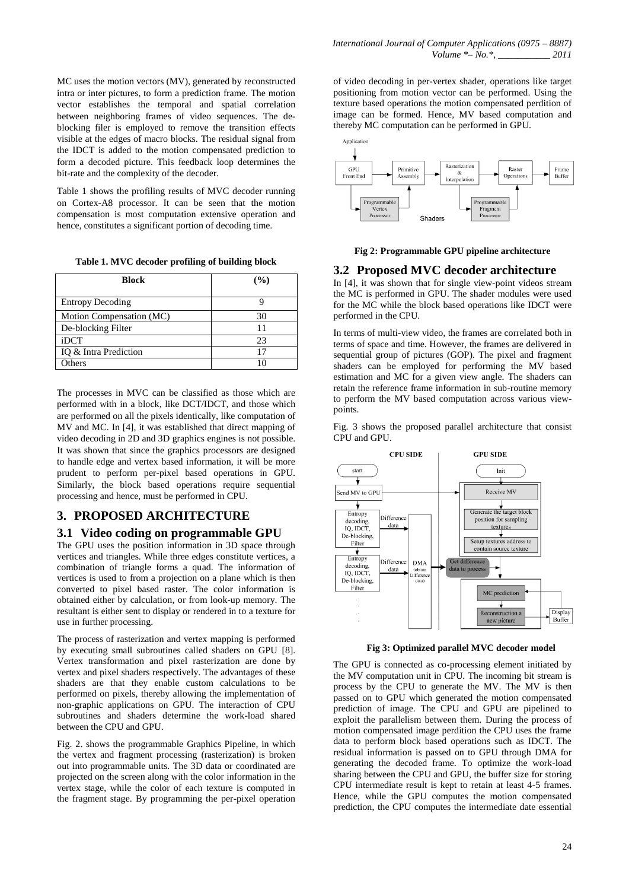MC uses the motion vectors (MV), generated by reconstructed intra or inter pictures, to form a prediction frame. The motion vector establishes the temporal and spatial correlation between neighboring frames of video sequences. The de-blocking filer is employed to remove the transition effects visible at the edges of macro blocks. The residual signal from the IDCT is added to the motion compensated prediction to form a decoded picture. This feedback loop determines the bit-rate and the complexity of the decoder.

Table 1 shows the profiling results of MVC decoder running on Cortex-A8 processor. It can be seen that the motion compensation is most computation extensive operation and hence, constitutes a significant portion of decoding time.

**Table 1. MVC decoder profiling of building block**

| Block | (%) |
|---|---|
| Entropy Decoding | 9 |
| Motion Compensation (MC) | 30 |
| De-blocking Filter | 11 |
| iDCT | 23 |
| IQ & Intra Prediction | 17 |
| Others | 10 |

The processes in MVC can be classified as those which are performed with in a block, like DCT/IDCT, and those which are performed on all the pixels identically, like computation of MV and MC. In [4], it was established that direct mapping of video decoding in 2D and 3D graphics engines is not possible. It was shown that since the graphics processors are designed to handle edge and vertex based information, it will be more prudent to perform per-pixel based operations in GPU. Similarly, the block based operations require sequential processing and hence, must be performed in CPU.

## 3. PROPOSED ARCHITECTURE

### 3.1 Video coding on programmable GPU

The GPU uses the position information in 3D space through vertices and triangles. While three edges constitute vertices, a combination of triangle forms a quad. The information of vertices is used to from a projection on a plane which is then converted to pixel based raster. The color information is obtained either by calculation, or from look-up memory. The resultant is either sent to display or rendered in to a texture for use in further processing.

The process of rasterization and vertex mapping is performed by executing small subroutines called shaders on GPU [8]. Vertex transformation and pixel rasterization are done by vertex and pixel shaders respectively. The advantages of these shaders are that they enable custom calculations to be performed on pixels, thereby allowing the implementation of non-graphic applications on GPU. The interaction of CPU subroutines and shaders determine the work-load shared between the CPU and GPU.

Fig. 2. shows the programmable Graphics Pipeline, in which the vertex and fragment processing (rasterization) is broken out into programmable units. The 3D data or coordinated are projected on the screen along with the color information in the vertex stage, while the color of each texture is computed in the fragment stage. By programming the per-pixel operation of video decoding in per-vertex shader, operations like target positioning from motion vector can be performed. Using the texture based operations the motion compensated perdition of image can be formed. Hence, MV based computation and thereby MC computation can be performed in GPU.

**Fig 2: Programmable GPU pipeline architecture**

### 3.2 Proposed MVC decoder architecture

In [4], it was shown that for single view-point videos stream the MC is performed in GPU. The shader modules were used for the MC while the block based operations like IDCT were performed in the CPU.

In terms of multi-view video, the frames are correlated both in terms of space and time. However, the frames are delivered in sequential group of pictures (GOP). The pixel and fragment shaders can be employed for performing the MV based estimation and MC for a given view angle. The shaders can retain the reference frame information in sub-routine memory to perform the MV based computation across various view-points.

Fig. 3 shows the proposed parallel architecture that consist CPU and GPU.

**Fig 3: Optimized parallel MVC decoder model**

The GPU is connected as co-processing element initiated by the MV computation unit in CPU. The incoming bit stream is process by the CPU to generate the MV. The MV is then passed on to GPU which generated the motion compensated prediction of image. The CPU and GPU are pipelined to exploit the parallelism between them. During the process of motion compensated image perdition the CPU uses the frame data to perform block based operations such as IDCT. The residual information is passed on to GPU through DMA for generating the decoded frame. To optimize the work-load sharing between the CPU and GPU, the buffer size for storing CPU intermediate result is kept to retain at least 4-5 frames. Hence, while the GPU computes the motion compensated prediction, the CPU computes the intermediate date essential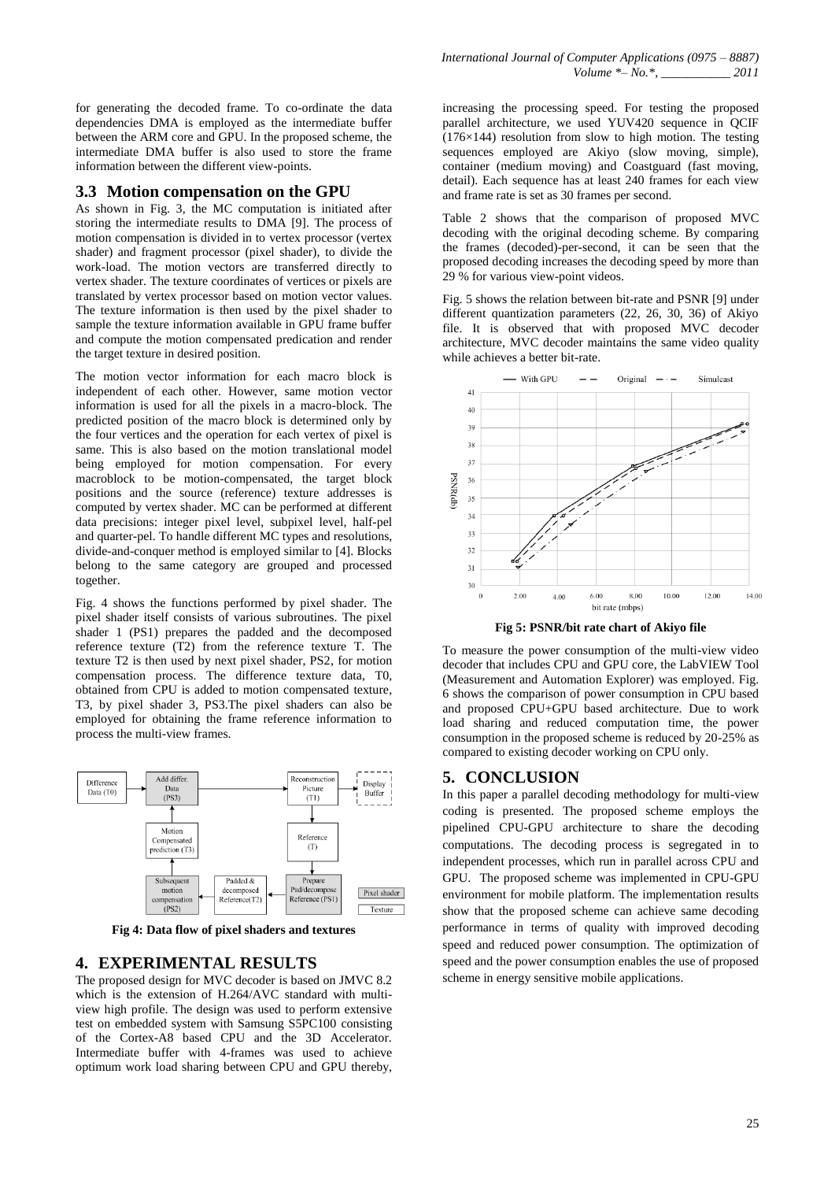for generating the decoded frame. To co-ordinate the data dependencies DMA is employed as the intermediate buffer between the ARM core and GPU. In the proposed scheme, the intermediate DMA buffer is also used to store the frame information between the different view-points.

### 3.3 Motion compensation on the GPU

As shown in Fig. 3, the MC computation is initiated after storing the intermediate results to DMA [9]. The process of motion compensation is divided in to vertex processor (vertex shader) and fragment processor (pixel shader), to divide the work-load. The motion vectors are transferred directly to vertex shader. The texture coordinates of vertices or pixels are translated by vertex processor based on motion vector values. The texture information is then used by the pixel shader to sample the texture information available in GPU frame buffer and compute the motion compensated predication and render the target texture in desired position.

The motion vector information for each macro block is independent of each other. However, same motion vector information is used for all the pixels in a macro-block. The predicted position of the macro block is determined only by the four vertices and the operation for each vertex of pixel is same. This is also based on the motion translational model being employed for motion compensation. For every macroblock to be motion-compensated, the target block positions and the source (reference) texture addresses is computed by vertex shader. MC can be performed at different data precisions: integer pixel level, subpixel level, half-pel and quarter-pel. To handle different MC types and resolutions, divide-and-conquer method is employed similar to [4]. Blocks belong to the same category are grouped and processed together.

Fig. 4 shows the functions performed by pixel shader. The pixel shader itself consists of various subroutines. The pixel shader 1 (PS1) prepares the padded and the decomposed reference texture (T2) from the reference texture T. The texture T2 is then used by next pixel shader, PS2, for motion compensation process. The difference texture data, T0, obtained from CPU is added to motion compensated texture, T3, by pixel shader 3, PS3.The pixel shaders can also be employed for obtaining the frame reference information to process the multi-view frames.

**Fig 4: Data flow of pixel shaders and textures**

## 4. EXPERIMENTAL RESULTS

The proposed design for MVC decoder is based on JMVC 8.2 which is the extension of H.264/AVC standard with multi-view high profile. The design was used to perform extensive test on embedded system with Samsung S5PC100 consisting of the Cortex-A8 based CPU and the 3D Accelerator. Intermediate buffer with 4-frames was used to achieve optimum work load sharing between CPU and GPU thereby, increasing the processing speed. For testing the proposed parallel architecture, we used YUV420 sequence in QCIF (176×144) resolution from slow to high motion. The testing sequences employed are Akiyo (slow moving, simple), container (medium moving) and Coastguard (fast moving, detail). Each sequence has at least 240 frames for each view and frame rate is set as 30 frames per second.

Table 2 shows that the comparison of proposed MVC decoding with the original decoding scheme. By comparing the frames (decoded)-per-second, it can be seen that the proposed decoding increases the decoding speed by more than 29 % for various view-point videos.

Fig. 5 shows the relation between bit-rate and PSNR [9] under different quantization parameters (22, 26, 30, 36) of Akiyo file. It is observed that with proposed MVC decoder architecture, MVC decoder maintains the same video quality while achieves a better bit-rate.

**Fig 5: PSNR/bit rate chart of Akiyo file**

To measure the power consumption of the multi-view video decoder that includes CPU and GPU core, the LabVIEW Tool (Measurement and Automation Explorer) was employed. Fig. 6 shows the comparison of power consumption in CPU based and proposed CPU+GPU based architecture. Due to work load sharing and reduced computation time, the power consumption in the proposed scheme is reduced by 20-25% as compared to existing decoder working on CPU only.

## 5. CONCLUSION

In this paper a parallel decoding methodology for multi-view coding is presented. The proposed scheme employs the pipelined CPU-GPU architecture to share the decoding computations. The decoding process is segregated in to independent processes, which run in parallel across CPU and GPU. The proposed scheme was implemented in CPU-GPU environment for mobile platform. The implementation results show that the proposed scheme can achieve same decoding performance in terms of quality with improved decoding speed and reduced power consumption. The optimization of speed and the power consumption enables the use of proposed scheme in energy sensitive mobile applications.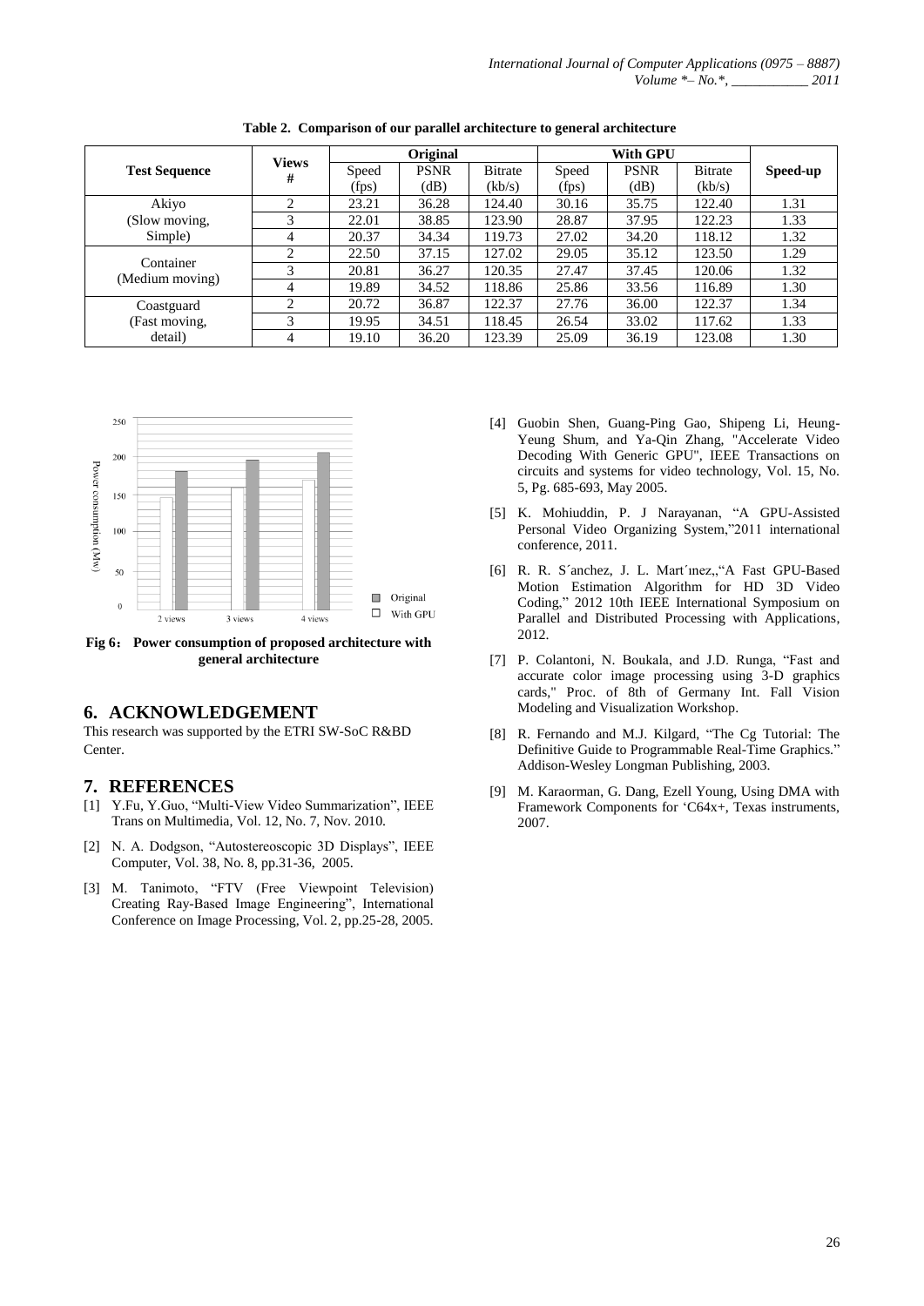**Table 2. Comparison of our parallel architecture to general architecture**

| Test Sequence | Views # | Original | | | With GPU | | | Speed-up |
|---|---|---|---|---|---|---|---|---|
| | | Speed (fps) | PSNR (dB) | Bitrate (kb/s) | Speed (fps) | PSNR (dB) | Bitrate (kb/s) | |
| Akiyo (Slow moving, Simple) | 2 | 23.21 | 36.28 | 124.40 | 30.16 | 35.75 | 122.40 | 1.31 |
| | 3 | 22.01 | 38.85 | 123.90 | 28.87 | 37.95 | 122.23 | 1.33 |
| | 4 | 20.37 | 34.34 | 119.73 | 27.02 | 34.20 | 118.12 | 1.32 |
| Container (Medium moving) | 2 | 22.50 | 37.15 | 127.02 | 29.05 | 35.12 | 123.50 | 1.29 |
| | 3 | 20.81 | 36.27 | 120.35 | 27.47 | 37.45 | 120.06 | 1.32 |
| | 4 | 19.89 | 34.52 | 118.86 | 25.86 | 33.56 | 116.89 | 1.30 |
| Coastguard (Fast moving, detail) | 2 | 20.72 | 36.87 | 122.37 | 27.76 | 36.00 | 122.37 | 1.34 |
| | 3 | 19.95 | 34.51 | 118.45 | 26.54 | 33.02 | 117.62 | 1.33 |
| | 4 | 19.10 | 36.20 | 123.39 | 25.09 | 36.19 | 123.08 | 1.30 |

250
200
150
100
50
0
Power consumption (Mw)
2 views
3 views
4 views
Original
With GPU

**Fig 6： Power consumption of proposed architecture with general architecture**

## 6. ACKNOWLEDGEMENT

This research was supported by the ETRI SW-SoC R&BD Center.

## 7. REFERENCES

[1] Y.Fu, Y.Guo, "Multi-View Video Summarization", IEEE Trans on Multimedia, Vol. 12, No. 7, Nov. 2010.

[2] N. A. Dodgson, "Autostereoscopic 3D Displays", IEEE Computer, Vol. 38, No. 8, pp.31-36, 2005.

[3] M. Tanimoto, "FTV (Free Viewpoint Television) Creating Ray-Based Image Engineering", International Conference on Image Processing, Vol. 2, pp.25-28, 2005.

[4] Guobin Shen, Guang-Ping Gao, Shipeng Li, Heung-Yeung Shum, and Ya-Qin Zhang, "Accelerate Video Decoding With Generic GPU", IEEE Transactions on circuits and systems for video technology, Vol. 15, No. 5, Pg. 685-693, May 2005.

[5] K. Mohiuddin, P. J Narayanan, "A GPU-Assisted Personal Video Organizing System,"2011 international conference, 2011.

[6] R. R. S´anchez, J. L. Mart´ınez,,"A Fast GPU-Based Motion Estimation Algorithm for HD 3D Video Coding," 2012 10th IEEE International Symposium on Parallel and Distributed Processing with Applications, 2012.

[7] P. Colantoni, N. Boukala, and J.D. Runga, "Fast and accurate color image processing using 3-D graphics cards," Proc. of 8th of Germany Int. Fall Vision Modeling and Visualization Workshop.

[8] R. Fernando and M.J. Kilgard, "The Cg Tutorial: The Definitive Guide to Programmable Real-Time Graphics." Addison-Wesley Longman Publishing, 2003.

[9] M. Karaorman, G. Dang, Ezell Young, Using DMA with Framework Components for 'C64x+, Texas instruments, 2007.